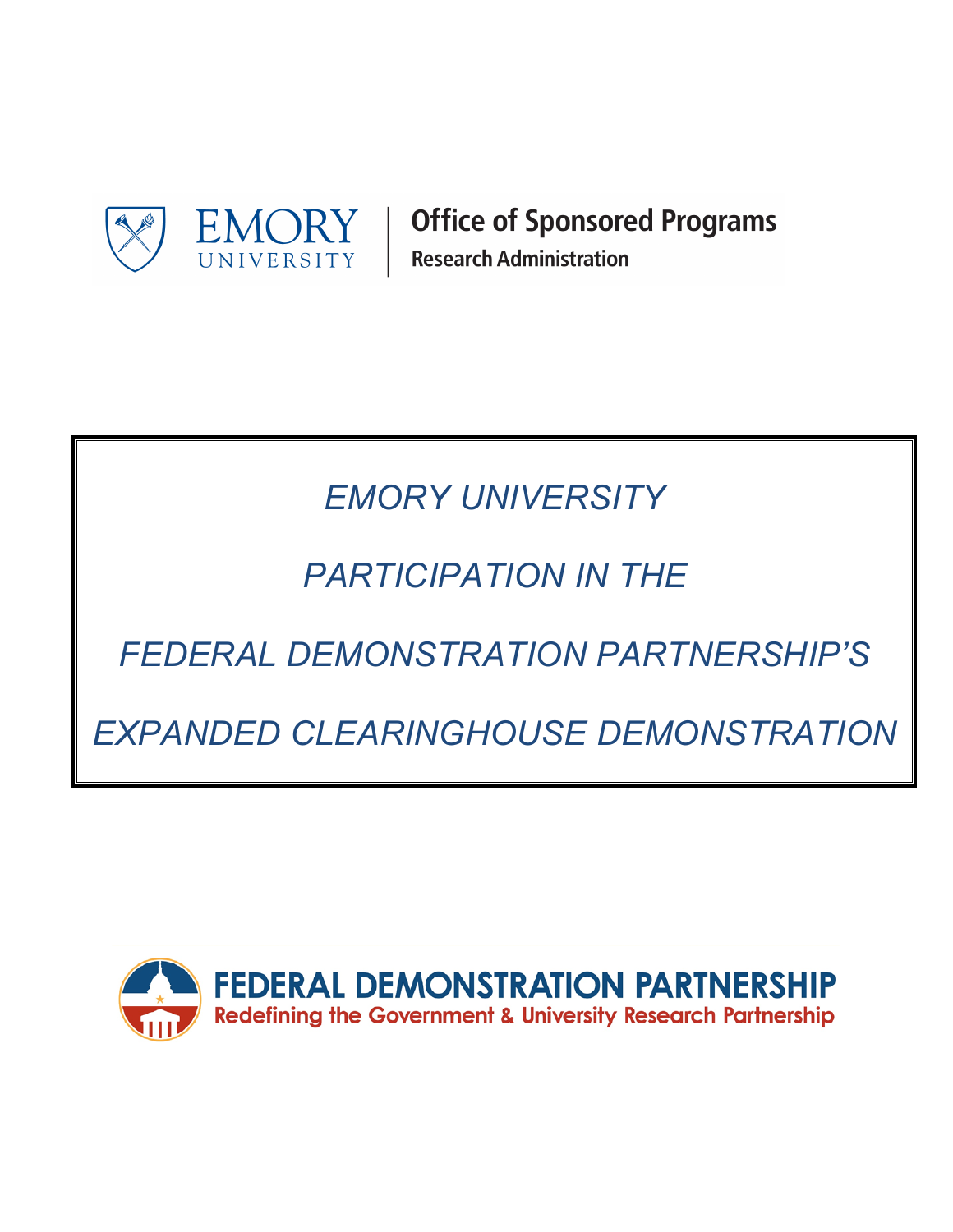EMORY UNIVERSITY

Office of Sponsored Programs
Research Administration

# *EMORY UNIVERSITY*

# *PARTICIPATION IN THE*

# *FEDERAL DEMONSTRATION PARTNERSHIP'S*

# *EXPANDED CLEARINGHOUSE DEMONSTRATION*

FEDERAL DEMONSTRATION PARTNERSHIP
Redefining the Government & University Research Partnership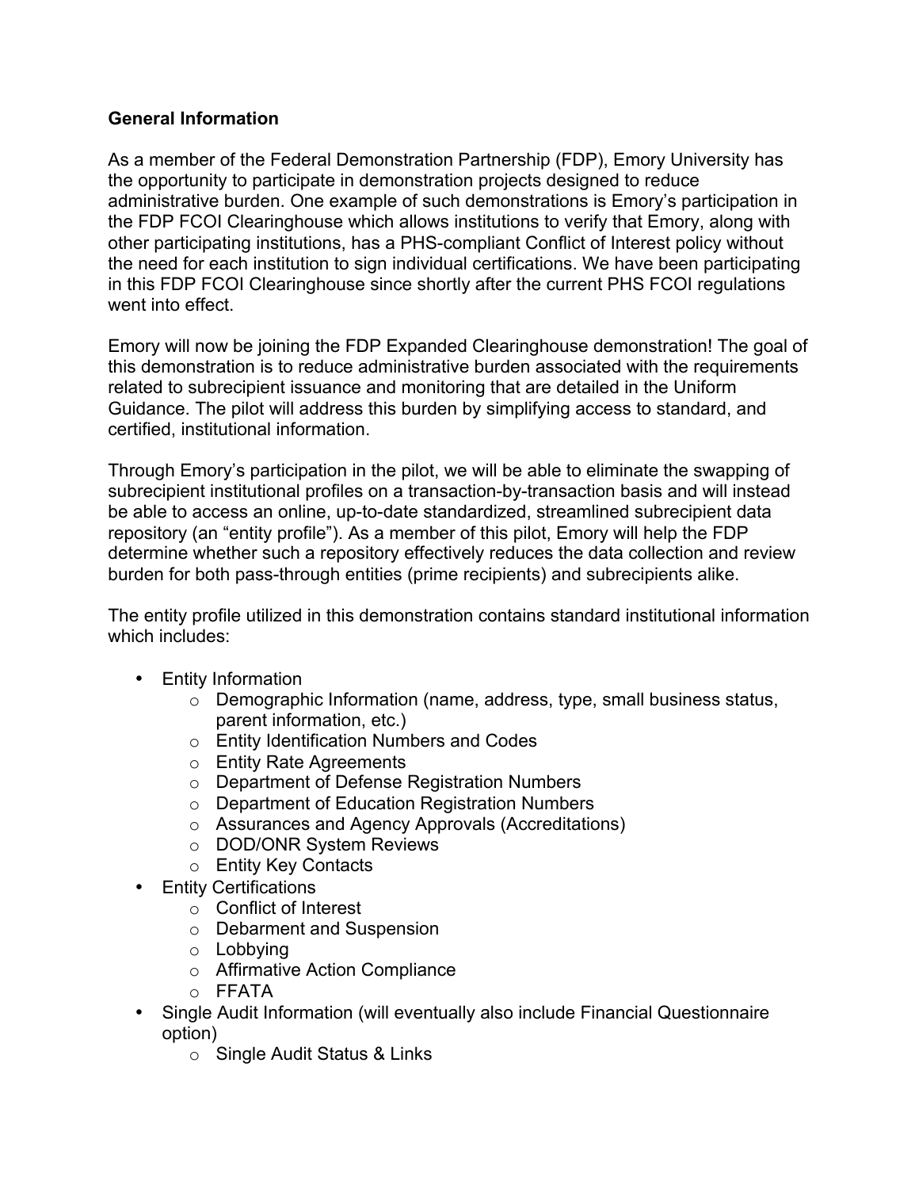**General Information**

As a member of the Federal Demonstration Partnership (FDP), Emory University has the opportunity to participate in demonstration projects designed to reduce administrative burden. One example of such demonstrations is Emory's participation in the FDP FCOI Clearinghouse which allows institutions to verify that Emory, along with other participating institutions, has a PHS-compliant Conflict of Interest policy without the need for each institution to sign individual certifications. We have been participating in this FDP FCOI Clearinghouse since shortly after the current PHS FCOI regulations went into effect.

Emory will now be joining the FDP Expanded Clearinghouse demonstration! The goal of this demonstration is to reduce administrative burden associated with the requirements related to subrecipient issuance and monitoring that are detailed in the Uniform Guidance. The pilot will address this burden by simplifying access to standard, and certified, institutional information.

Through Emory's participation in the pilot, we will be able to eliminate the swapping of subrecipient institutional profiles on a transaction-by-transaction basis and will instead be able to access an online, up-to-date standardized, streamlined subrecipient data repository (an "entity profile"). As a member of this pilot, Emory will help the FDP determine whether such a repository effectively reduces the data collection and review burden for both pass-through entities (prime recipients) and subrecipients alike.

The entity profile utilized in this demonstration contains standard institutional information which includes:

- Entity Information
  - Demographic Information (name, address, type, small business status, parent information, etc.)
  - Entity Identification Numbers and Codes
  - Entity Rate Agreements
  - Department of Defense Registration Numbers
  - Department of Education Registration Numbers
  - Assurances and Agency Approvals (Accreditations)
  - DOD/ONR System Reviews
  - Entity Key Contacts
- Entity Certifications
  - Conflict of Interest
  - Debarment and Suspension
  - Lobbying
  - Affirmative Action Compliance
  - FFATA
- Single Audit Information (will eventually also include Financial Questionnaire option)
  - Single Audit Status & Links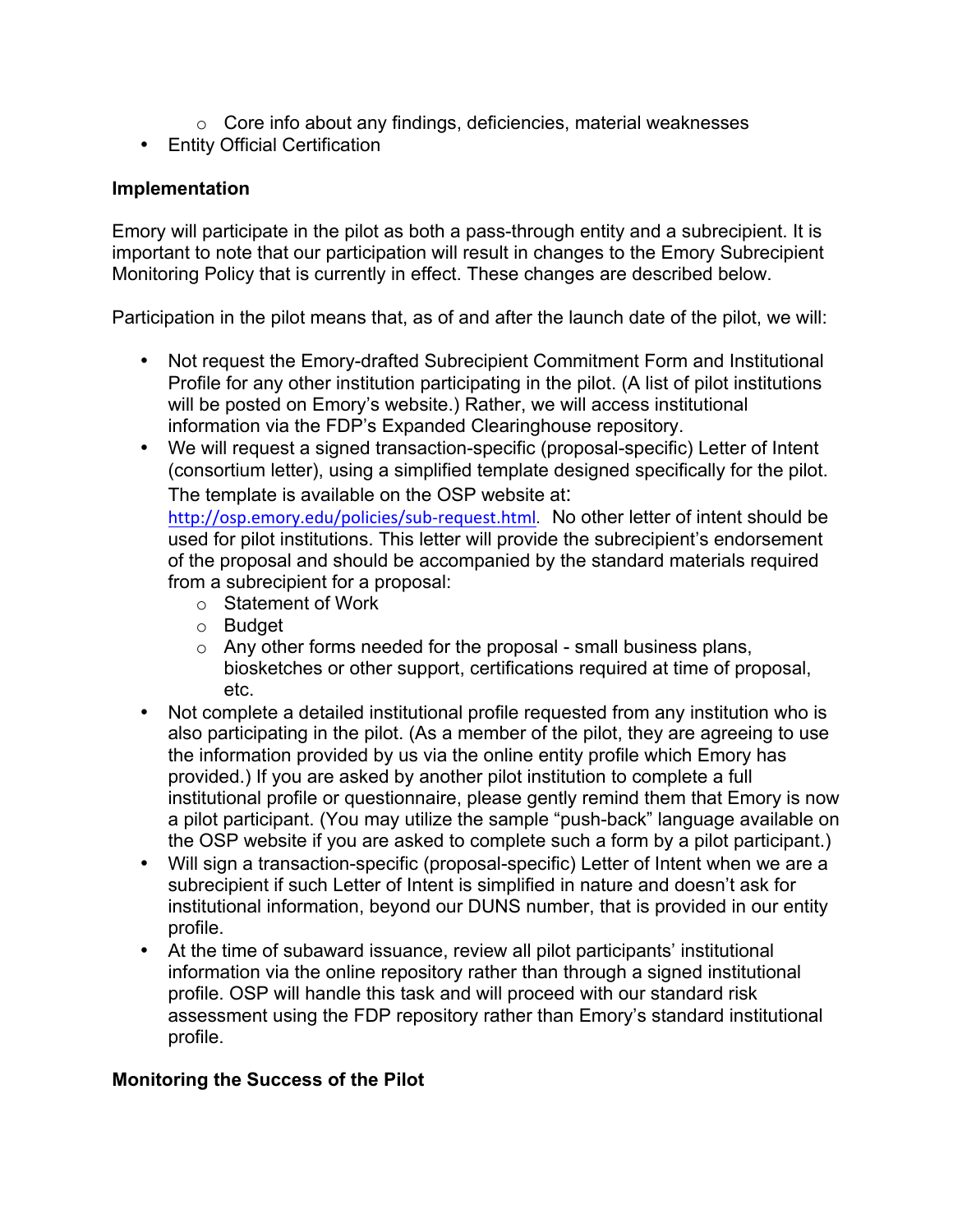- Core info about any findings, deficiencies, material weaknesses
- Entity Official Certification

**Implementation**

Emory will participate in the pilot as both a pass-through entity and a subrecipient. It is important to note that our participation will result in changes to the Emory Subrecipient Monitoring Policy that is currently in effect. These changes are described below.

Participation in the pilot means that, as of and after the launch date of the pilot, we will:

- Not request the Emory-drafted Subrecipient Commitment Form and Institutional Profile for any other institution participating in the pilot. (A list of pilot institutions will be posted on Emory's website.) Rather, we will access institutional information via the FDP's Expanded Clearinghouse repository.
- We will request a signed transaction-specific (proposal-specific) Letter of Intent (consortium letter), using a simplified template designed specifically for the pilot. The template is available on the OSP website at: http://osp.emory.edu/policies/sub-request.html. No other letter of intent should be used for pilot institutions. This letter will provide the subrecipient's endorsement of the proposal and should be accompanied by the standard materials required from a subrecipient for a proposal:
    - Statement of Work
    - Budget
    - Any other forms needed for the proposal - small business plans, biosketches or other support, certifications required at time of proposal, etc.
- Not complete a detailed institutional profile requested from any institution who is also participating in the pilot. (As a member of the pilot, they are agreeing to use the information provided by us via the online entity profile which Emory has provided.) If you are asked by another pilot institution to complete a full institutional profile or questionnaire, please gently remind them that Emory is now a pilot participant. (You may utilize the sample "push-back" language available on the OSP website if you are asked to complete such a form by a pilot participant.)
- Will sign a transaction-specific (proposal-specific) Letter of Intent when we are a subrecipient if such Letter of Intent is simplified in nature and doesn't ask for institutional information, beyond our DUNS number, that is provided in our entity profile.
- At the time of subaward issuance, review all pilot participants' institutional information via the online repository rather than through a signed institutional profile. OSP will handle this task and will proceed with our standard risk assessment using the FDP repository rather than Emory's standard institutional profile.

**Monitoring the Success of the Pilot**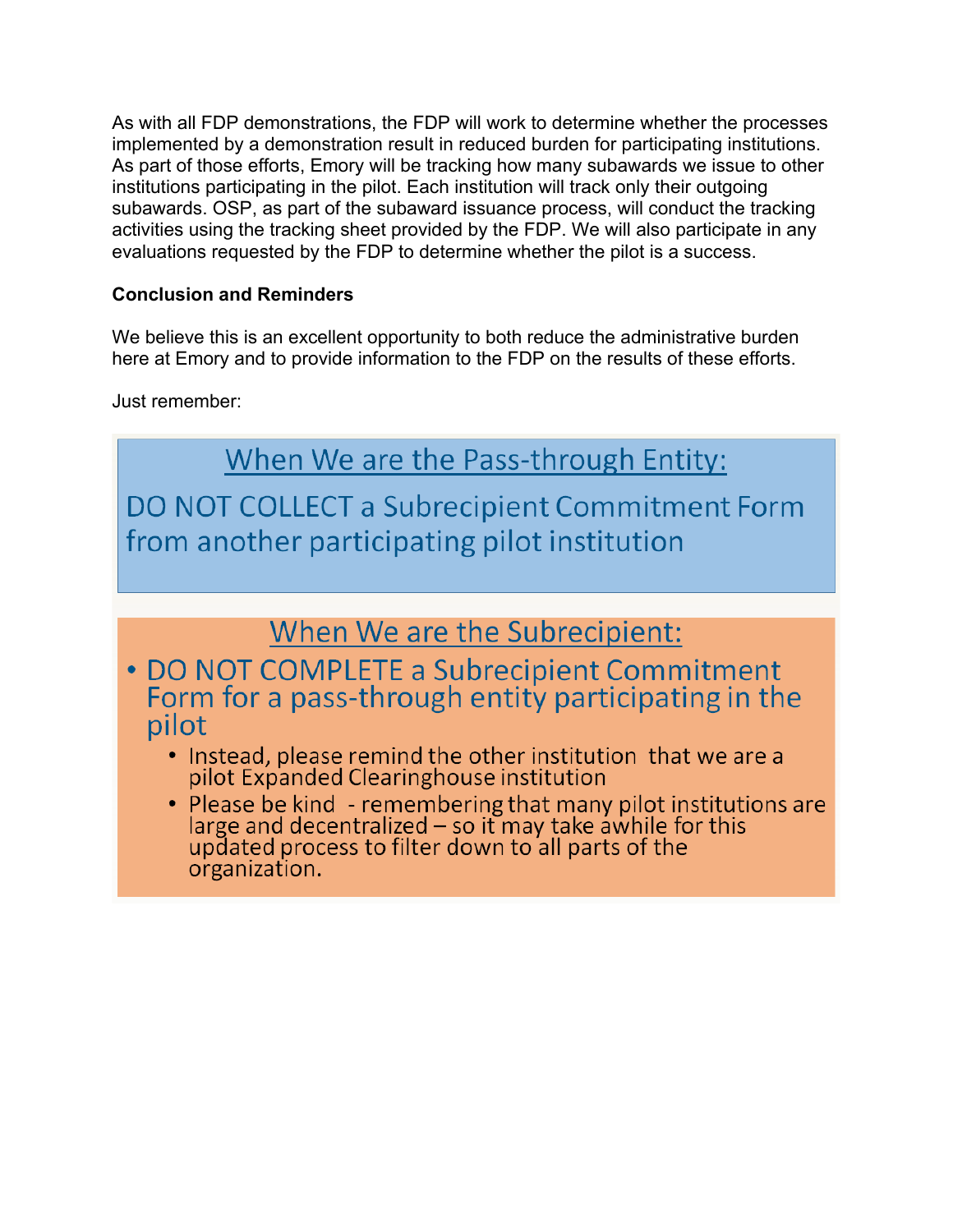As with all FDP demonstrations, the FDP will work to determine whether the processes implemented by a demonstration result in reduced burden for participating institutions. As part of those efforts, Emory will be tracking how many subawards we issue to other institutions participating in the pilot. Each institution will track only their outgoing subawards. OSP, as part of the subaward issuance process, will conduct the tracking activities using the tracking sheet provided by the FDP. We will also participate in any evaluations requested by the FDP to determine whether the pilot is a success.

**Conclusion and Reminders**

We believe this is an excellent opportunity to both reduce the administrative burden here at Emory and to provide information to the FDP on the results of these efforts.

Just remember:

## When We are the Pass-through Entity:

DO NOT COLLECT a Subrecipient Commitment Form from another participating pilot institution

## When We are the Subrecipient:

- DO NOT COMPLETE a Subrecipient Commitment Form for a pass-through entity participating in the pilot
  - Instead, please remind the other institution that we are a pilot Expanded Clearinghouse institution
  - Please be kind - remembering that many pilot institutions are large and decentralized – so it may take awhile for this updated process to filter down to all parts of the organization.